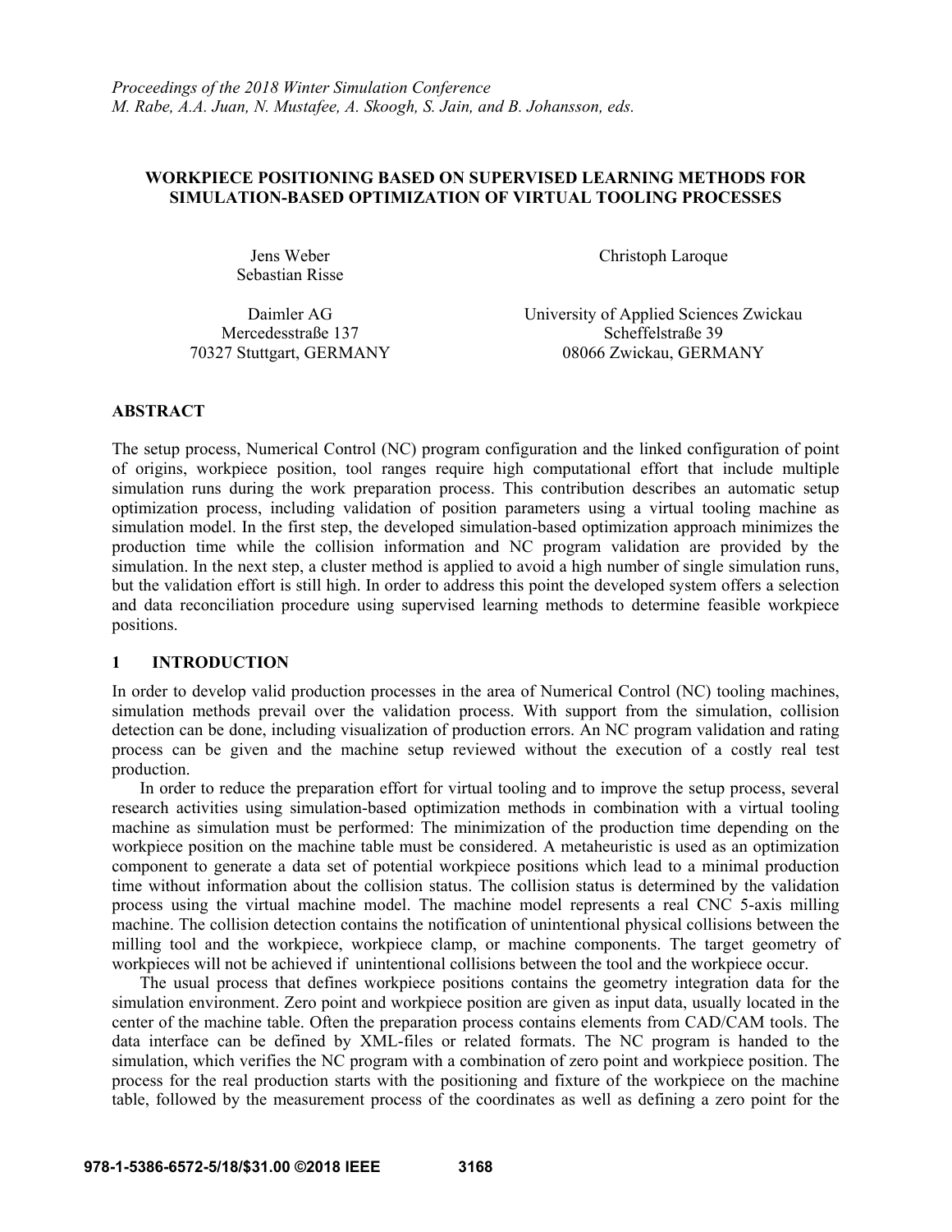*Proceedings of the 2018 Winter Simulation Conference*
*M. Rabe, A.A. Juan, N. Mustafee, A. Skoogh, S. Jain, and B. Johansson, eds.*

# WORKPIECE POSITIONING BASED ON SUPERVISED LEARNING METHODS FOR SIMULATION-BASED OPTIMIZATION OF VIRTUAL TOOLING PROCESSES

Jens Weber
Sebastian Risse

Daimler AG
Mercedesstraße 137
70327 Stuttgart, GERMANY

Christoph Laroque

University of Applied Sciences Zwickau
Scheffelstraße 39
08066 Zwickau, GERMANY

## ABSTRACT

The setup process, Numerical Control (NC) program configuration and the linked configuration of point of origins, workpiece position, tool ranges require high computational effort that include multiple simulation runs during the work preparation process. This contribution describes an automatic setup optimization process, including validation of position parameters using a virtual tooling machine as simulation model. In the first step, the developed simulation-based optimization approach minimizes the production time while the collision information and NC program validation are provided by the simulation. In the next step, a cluster method is applied to avoid a high number of single simulation runs, but the validation effort is still high. In order to address this point the developed system offers a selection and data reconciliation procedure using supervised learning methods to determine feasible workpiece positions.

## 1 INTRODUCTION

In order to develop valid production processes in the area of Numerical Control (NC) tooling machines, simulation methods prevail over the validation process. With support from the simulation, collision detection can be done, including visualization of production errors. An NC program validation and rating process can be given and the machine setup reviewed without the execution of a costly real test production.

In order to reduce the preparation effort for virtual tooling and to improve the setup process, several research activities using simulation-based optimization methods in combination with a virtual tooling machine as simulation must be performed: The minimization of the production time depending on the workpiece position on the machine table must be considered. A metaheuristic is used as an optimization component to generate a data set of potential workpiece positions which lead to a minimal production time without information about the collision status. The collision status is determined by the validation process using the virtual machine model. The machine model represents a real CNC 5-axis milling machine. The collision detection contains the notification of unintentional physical collisions between the milling tool and the workpiece, workpiece clamp, or machine components. The target geometry of workpieces will not be achieved if unintentional collisions between the tool and the workpiece occur.

The usual process that defines workpiece positions contains the geometry integration data for the simulation environment. Zero point and workpiece position are given as input data, usually located in the center of the machine table. Often the preparation process contains elements from CAD/CAM tools. The data interface can be defined by XML-files or related formats. The NC program is handed to the simulation, which verifies the NC program with a combination of zero point and workpiece position. The process for the real production starts with the positioning and fixture of the workpiece on the machine table, followed by the measurement process of the coordinates as well as defining a zero point for the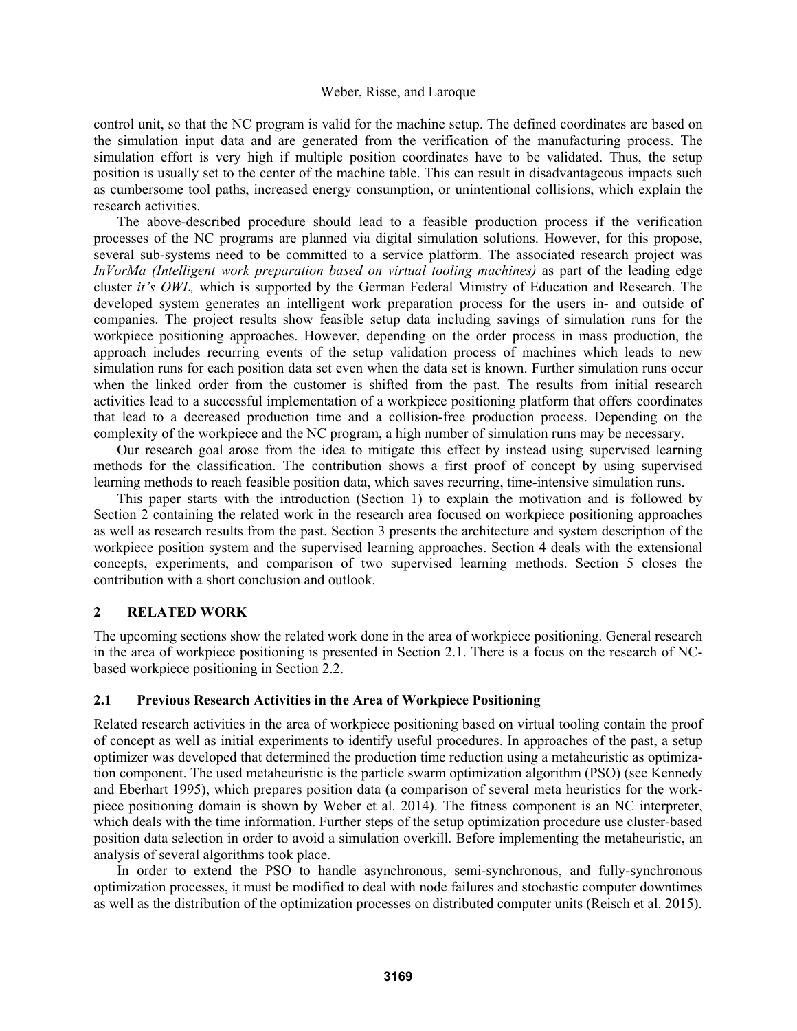control unit, so that the NC program is valid for the machine setup. The defined coordinates are based on the simulation input data and are generated from the verification of the manufacturing process. The simulation effort is very high if multiple position coordinates have to be validated. Thus, the setup position is usually set to the center of the machine table. This can result in disadvantageous impacts such as cumbersome tool paths, increased energy consumption, or unintentional collisions, which explain the research activities.

The above-described procedure should lead to a feasible production process if the verification processes of the NC programs are planned via digital simulation solutions. However, for this propose, several sub-systems need to be committed to a service platform. The associated research project was *InVorMa (Intelligent work preparation based on virtual tooling machines)* as part of the leading edge cluster *it's OWL,* which is supported by the German Federal Ministry of Education and Research. The developed system generates an intelligent work preparation process for the users in- and outside of companies. The project results show feasible setup data including savings of simulation runs for the workpiece positioning approaches. However, depending on the order process in mass production, the approach includes recurring events of the setup validation process of machines which leads to new simulation runs for each position data set even when the data set is known. Further simulation runs occur when the linked order from the customer is shifted from the past. The results from initial research activities lead to a successful implementation of a workpiece positioning platform that offers coordinates that lead to a decreased production time and a collision-free production process. Depending on the complexity of the workpiece and the NC program, a high number of simulation runs may be necessary.

Our research goal arose from the idea to mitigate this effect by instead using supervised learning methods for the classification. The contribution shows a first proof of concept by using supervised learning methods to reach feasible position data, which saves recurring, time-intensive simulation runs.

This paper starts with the introduction (Section 1) to explain the motivation and is followed by Section 2 containing the related work in the research area focused on workpiece positioning approaches as well as research results from the past. Section 3 presents the architecture and system description of the workpiece position system and the supervised learning approaches. Section 4 deals with the extensional concepts, experiments, and comparison of two supervised learning methods. Section 5 closes the contribution with a short conclusion and outlook.

## 2 RELATED WORK

The upcoming sections show the related work done in the area of workpiece positioning. General research in the area of workpiece positioning is presented in Section 2.1. There is a focus on the research of NC-based workpiece positioning in Section 2.2.

### 2.1 Previous Research Activities in the Area of Workpiece Positioning

Related research activities in the area of workpiece positioning based on virtual tooling contain the proof of concept as well as initial experiments to identify useful procedures. In approaches of the past, a setup optimizer was developed that determined the production time reduction using a metaheuristic as optimization component. The used metaheuristic is the particle swarm optimization algorithm (PSO) (see Kennedy and Eberhart 1995), which prepares position data (a comparison of several meta heuristics for the workpiece positioning domain is shown by Weber et al. 2014). The fitness component is an NC interpreter, which deals with the time information. Further steps of the setup optimization procedure use cluster-based position data selection in order to avoid a simulation overkill. Before implementing the metaheuristic, an analysis of several algorithms took place.

In order to extend the PSO to handle asynchronous, semi-synchronous, and fully-synchronous optimization processes, it must be modified to deal with node failures and stochastic computer downtimes as well as the distribution of the optimization processes on distributed computer units (Reisch et al. 2015).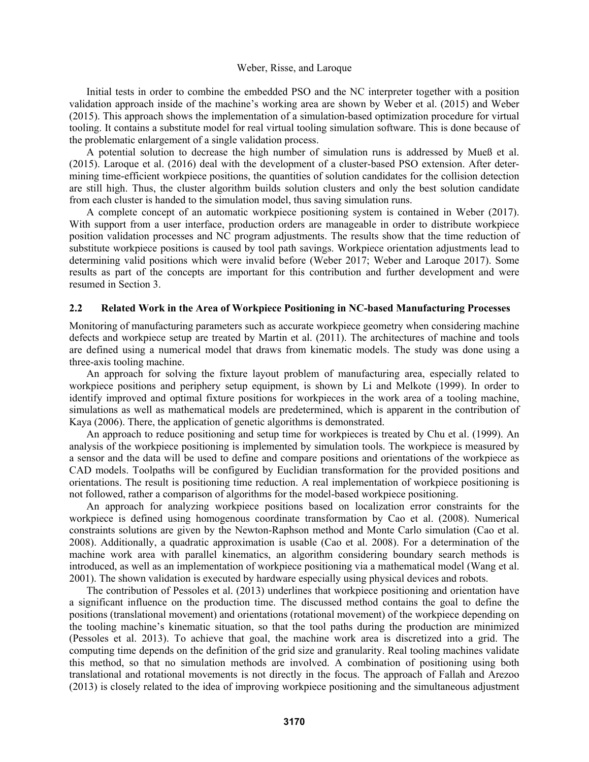Initial tests in order to combine the embedded PSO and the NC interpreter together with a position validation approach inside of the machine's working area are shown by Weber et al. (2015) and Weber (2015). This approach shows the implementation of a simulation-based optimization procedure for virtual tooling. It contains a substitute model for real virtual tooling simulation software. This is done because of the problematic enlargement of a single validation process.

A potential solution to decrease the high number of simulation runs is addressed by Mueß et al. (2015). Laroque et al. (2016) deal with the development of a cluster-based PSO extension. After determining time-efficient workpiece positions, the quantities of solution candidates for the collision detection are still high. Thus, the cluster algorithm builds solution clusters and only the best solution candidate from each cluster is handed to the simulation model, thus saving simulation runs.

A complete concept of an automatic workpiece positioning system is contained in Weber (2017). With support from a user interface, production orders are manageable in order to distribute workpiece position validation processes and NC program adjustments. The results show that the time reduction of substitute workpiece positions is caused by tool path savings. Workpiece orientation adjustments lead to determining valid positions which were invalid before (Weber 2017; Weber and Laroque 2017). Some results as part of the concepts are important for this contribution and further development and were resumed in Section 3.

## 2.2 Related Work in the Area of Workpiece Positioning in NC-based Manufacturing Processes

Monitoring of manufacturing parameters such as accurate workpiece geometry when considering machine defects and workpiece setup are treated by Martin et al. (2011). The architectures of machine and tools are defined using a numerical model that draws from kinematic models. The study was done using a three-axis tooling machine.

An approach for solving the fixture layout problem of manufacturing area, especially related to workpiece positions and periphery setup equipment, is shown by Li and Melkote (1999). In order to identify improved and optimal fixture positions for workpieces in the work area of a tooling machine, simulations as well as mathematical models are predetermined, which is apparent in the contribution of Kaya (2006). There, the application of genetic algorithms is demonstrated.

An approach to reduce positioning and setup time for workpieces is treated by Chu et al. (1999). An analysis of the workpiece positioning is implemented by simulation tools. The workpiece is measured by a sensor and the data will be used to define and compare positions and orientations of the workpiece as CAD models. Toolpaths will be configured by Euclidian transformation for the provided positions and orientations. The result is positioning time reduction. A real implementation of workpiece positioning is not followed, rather a comparison of algorithms for the model-based workpiece positioning.

An approach for analyzing workpiece positions based on localization error constraints for the workpiece is defined using homogenous coordinate transformation by Cao et al. (2008). Numerical constraints solutions are given by the Newton-Raphson method and Monte Carlo simulation (Cao et al. 2008). Additionally, a quadratic approximation is usable (Cao et al. 2008). For a determination of the machine work area with parallel kinematics, an algorithm considering boundary search methods is introduced, as well as an implementation of workpiece positioning via a mathematical model (Wang et al. 2001). The shown validation is executed by hardware especially using physical devices and robots.

The contribution of Pessoles et al. (2013) underlines that workpiece positioning and orientation have a significant influence on the production time. The discussed method contains the goal to define the positions (translational movement) and orientations (rotational movement) of the workpiece depending on the tooling machine's kinematic situation, so that the tool paths during the production are minimized (Pessoles et al. 2013). To achieve that goal, the machine work area is discretized into a grid. The computing time depends on the definition of the grid size and granularity. Real tooling machines validate this method, so that no simulation methods are involved. A combination of positioning using both translational and rotational movements is not directly in the focus. The approach of Fallah and Arezoo (2013) is closely related to the idea of improving workpiece positioning and the simultaneous adjustment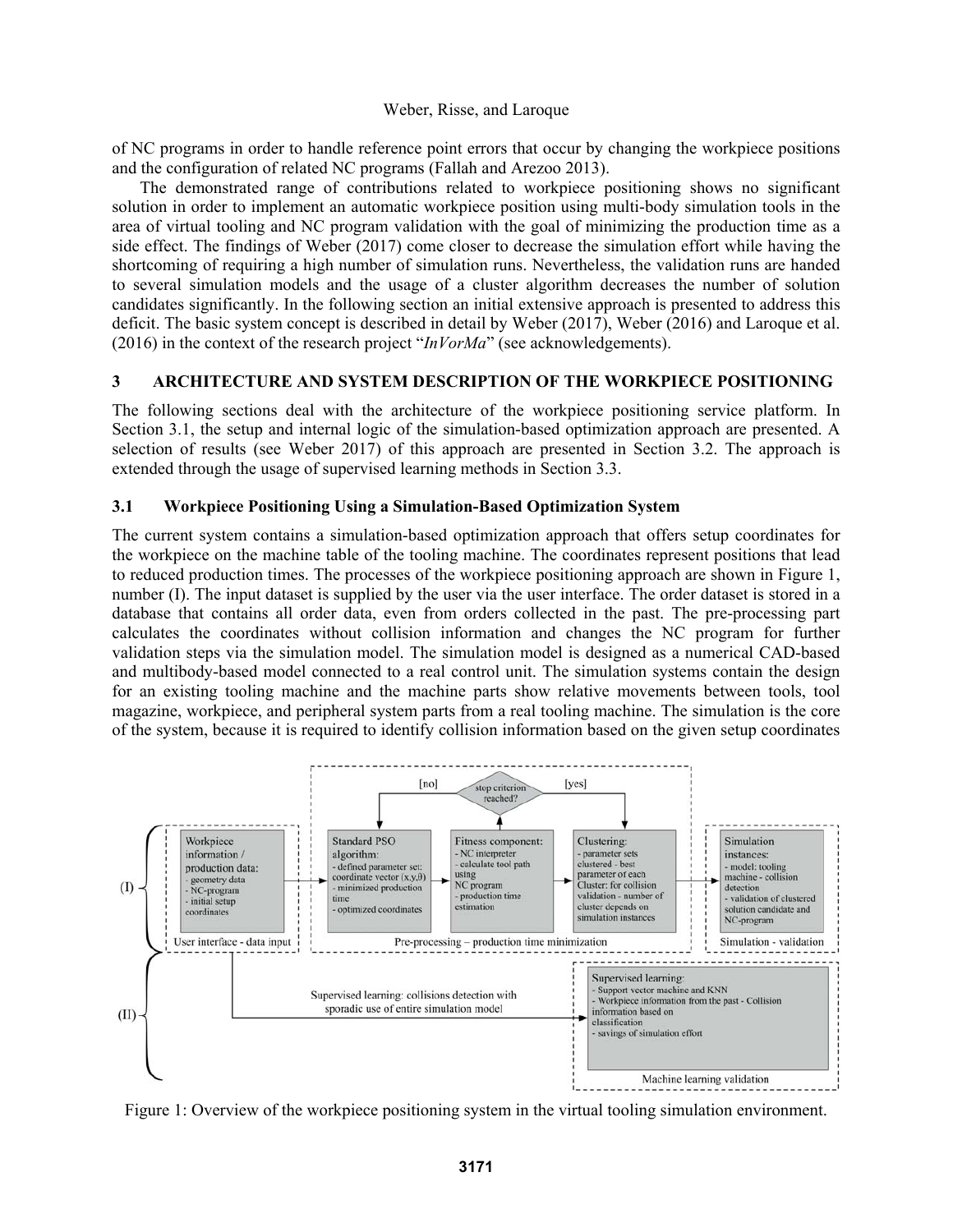of NC programs in order to handle reference point errors that occur by changing the workpiece positions and the configuration of related NC programs (Fallah and Arezoo 2013).

The demonstrated range of contributions related to workpiece positioning shows no significant solution in order to implement an automatic workpiece position using multi-body simulation tools in the area of virtual tooling and NC program validation with the goal of minimizing the production time as a side effect. The findings of Weber (2017) come closer to decrease the simulation effort while having the shortcoming of requiring a high number of simulation runs. Nevertheless, the validation runs are handed to several simulation models and the usage of a cluster algorithm decreases the number of solution candidates significantly. In the following section an initial extensive approach is presented to address this deficit. The basic system concept is described in detail by Weber (2017), Weber (2016) and Laroque et al. (2016) in the context of the research project "*InVorMa*" (see acknowledgements).

## 3 ARCHITECTURE AND SYSTEM DESCRIPTION OF THE WORKPIECE POSITIONING

The following sections deal with the architecture of the workpiece positioning service platform. In Section 3.1, the setup and internal logic of the simulation-based optimization approach are presented. A selection of results (see Weber 2017) of this approach are presented in Section 3.2. The approach is extended through the usage of supervised learning methods in Section 3.3.

### 3.1 Workpiece Positioning Using a Simulation-Based Optimization System

The current system contains a simulation-based optimization approach that offers setup coordinates for the workpiece on the machine table of the tooling machine. The coordinates represent positions that lead to reduced production times. The processes of the workpiece positioning approach are shown in Figure 1, number (I). The input dataset is supplied by the user via the user interface. The order dataset is stored in a database that contains all order data, even from orders collected in the past. The pre-processing part calculates the coordinates without collision information and changes the NC program for further validation steps via the simulation model. The simulation model is designed as a numerical CAD-based and multibody-based model connected to a real control unit. The simulation systems contain the design for an existing tooling machine and the machine parts show relative movements between tools, tool magazine, workpiece, and peripheral system parts from a real tooling machine. The simulation is the core of the system, because it is required to identify collision information based on the given setup coordinates

Figure 1: Overview of the workpiece positioning system in the virtual tooling simulation environment.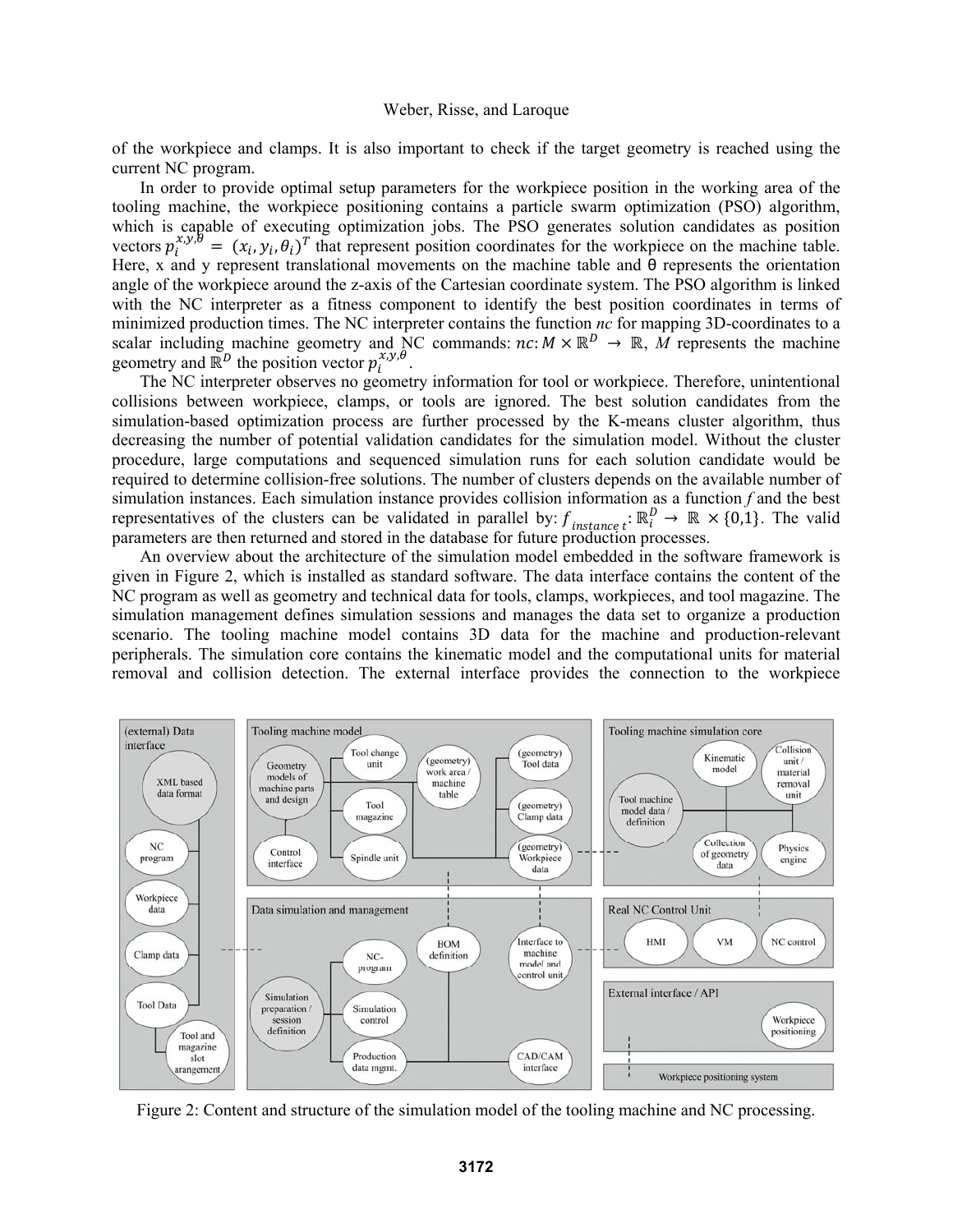of the workpiece and clamps. It is also important to check if the target geometry is reached using the current NC program.

In order to provide optimal setup parameters for the workpiece position in the working area of the tooling machine, the workpiece positioning contains a particle swarm optimization (PSO) algorithm, which is capable of executing optimization jobs. The PSO generates solution candidates as position vectors $p_i^{x,y,\theta} = (x_i, y_i, \theta_i)^T$ that represent position coordinates for the workpiece on the machine table. Here, x and y represent translational movements on the machine table and θ represents the orientation angle of the workpiece around the z-axis of the Cartesian coordinate system. The PSO algorithm is linked with the NC interpreter as a fitness component to identify the best position coordinates in terms of minimized production times. The NC interpreter contains the function *nc* for mapping 3D-coordinates to a scalar including machine geometry and NC commands: $nc: M \times \mathbb{R}^D \rightarrow \mathbb{R}$, *M* represents the machine geometry and $\mathbb{R}^D$ the position vector $p_i^{x,y,\theta}$.

The NC interpreter observes no geometry information for tool or workpiece. Therefore, unintentional collisions between workpiece, clamps, or tools are ignored. The best solution candidates from the simulation-based optimization process are further processed by the K-means cluster algorithm, thus decreasing the number of potential validation candidates for the simulation model. Without the cluster procedure, large computations and sequenced simulation runs for each solution candidate would be required to determine collision-free solutions. The number of clusters depends on the available number of simulation instances. Each simulation instance provides collision information as a function *f* and the best representatives of the clusters can be validated in parallel by: $f_{instance\ t}: \mathbb{R}_i^D \rightarrow \mathbb{R} \times \{0,1\}$. The valid parameters are then returned and stored in the database for future production processes.

An overview about the architecture of the simulation model embedded in the software framework is given in Figure 2, which is installed as standard software. The data interface contains the content of the NC program as well as geometry and technical data for tools, clamps, workpieces, and tool magazine. The simulation management defines simulation sessions and manages the data set to organize a production scenario. The tooling machine model contains 3D data for the machine and production-relevant peripherals. The simulation core contains the kinematic model and the computational units for material removal and collision detection. The external interface provides the connection to the workpiece

Figure 2: Content and structure of the simulation model of the tooling machine and NC processing.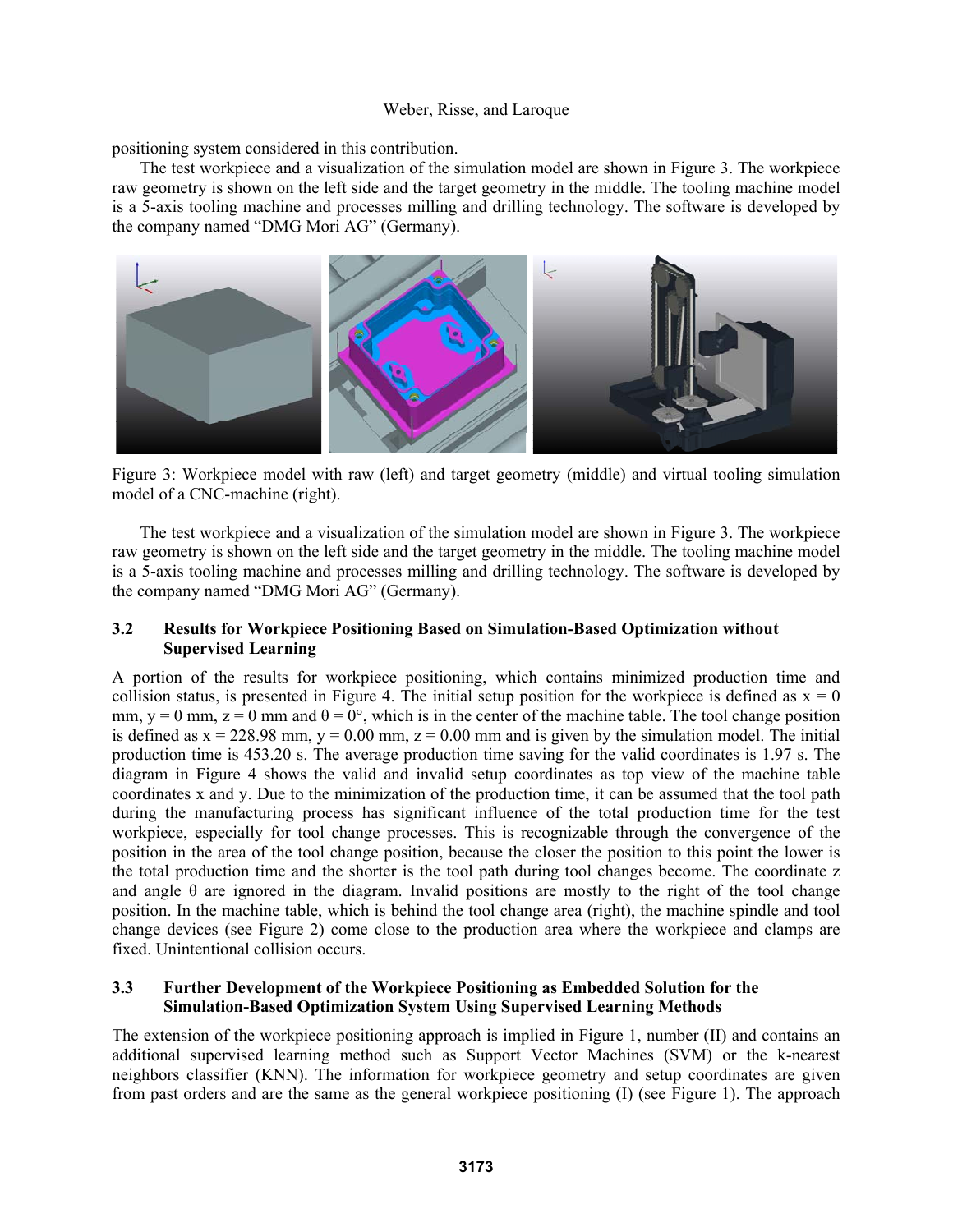positioning system considered in this contribution.

The test workpiece and a visualization of the simulation model are shown in Figure 3. The workpiece raw geometry is shown on the left side and the target geometry in the middle. The tooling machine model is a 5-axis tooling machine and processes milling and drilling technology. The software is developed by the company named "DMG Mori AG" (Germany).

Figure 3: Workpiece model with raw (left) and target geometry (middle) and virtual tooling simulation model of a CNC-machine (right).

The test workpiece and a visualization of the simulation model are shown in Figure 3. The workpiece raw geometry is shown on the left side and the target geometry in the middle. The tooling machine model is a 5-axis tooling machine and processes milling and drilling technology. The software is developed by the company named "DMG Mori AG" (Germany).

### 3.2 Results for Workpiece Positioning Based on Simulation-Based Optimization without Supervised Learning

A portion of the results for workpiece positioning, which contains minimized production time and collision status, is presented in Figure 4. The initial setup position for the workpiece is defined as $x = 0$ mm, $y = 0$ mm, $z = 0$ mm and $\theta = 0°$, which is in the center of the machine table. The tool change position is defined as $x = 228.98$ mm, $y = 0.00$ mm, $z = 0.00$ mm and is given by the simulation model. The initial production time is 453.20 s. The average production time saving for the valid coordinates is 1.97 s. The diagram in Figure 4 shows the valid and invalid setup coordinates as top view of the machine table coordinates x and y. Due to the minimization of the production time, it can be assumed that the tool path during the manufacturing process has significant influence of the total production time for the test workpiece, especially for tool change processes. This is recognizable through the convergence of the position in the area of the tool change position, because the closer the position to this point the lower is the total production time and the shorter is the tool path during tool changes become. The coordinate z and angle $\theta$ are ignored in the diagram. Invalid positions are mostly to the right of the tool change position. In the machine table, which is behind the tool change area (right), the machine spindle and tool change devices (see Figure 2) come close to the production area where the workpiece and clamps are fixed. Unintentional collision occurs.

### 3.3 Further Development of the Workpiece Positioning as Embedded Solution for the Simulation-Based Optimization System Using Supervised Learning Methods

The extension of the workpiece positioning approach is implied in Figure 1, number (II) and contains an additional supervised learning method such as Support Vector Machines (SVM) or the k-nearest neighbors classifier (KNN). The information for workpiece geometry and setup coordinates are given from past orders and are the same as the general workpiece positioning (I) (see Figure 1). The approach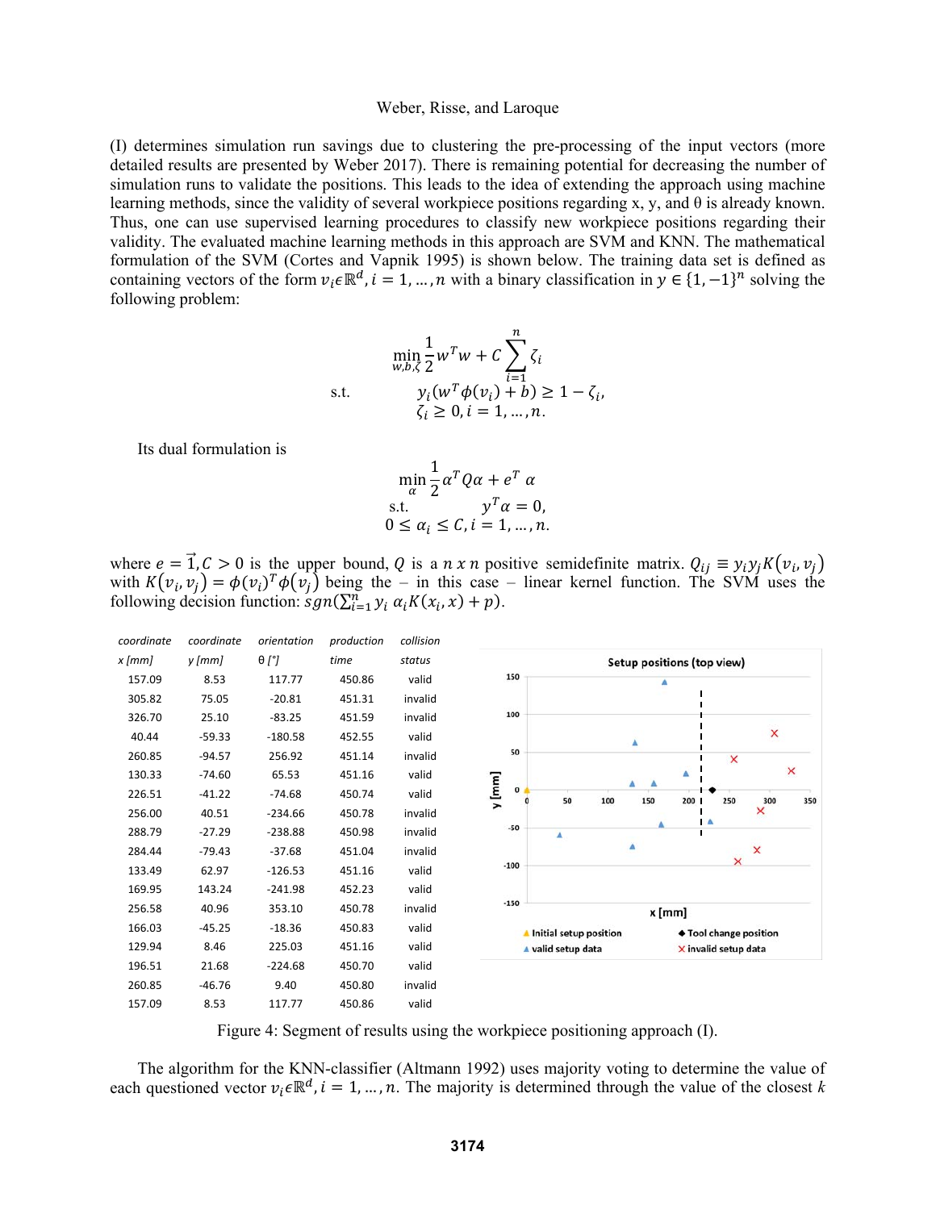(I) determines simulation run savings due to clustering the pre-processing of the input vectors (more detailed results are presented by Weber 2017). There is remaining potential for decreasing the number of simulation runs to validate the positions. This leads to the idea of extending the approach using machine learning methods, since the validity of several workpiece positions regarding x, y, and θ is already known. Thus, one can use supervised learning procedures to classify new workpiece positions regarding their validity. The evaluated machine learning methods in this approach are SVM and KNN. The mathematical formulation of the SVM (Cortes and Vapnik 1995) is shown below. The training data set is defined as containing vectors of the form $v_i \epsilon \mathbb{R}^d, i = 1, \dots, n$ with a binary classification in $y \in \{1, -1\}^n$ solving the following problem:

$$\min_{w,b,\zeta} \frac{1}{2} w^T w + C \sum_{i=1}^{n} \zeta_i$$

$$\text{s.t.} \quad y_i(w^T \phi(v_i) + b) \geq 1 - \zeta_i,$$

$$\zeta_i \geq 0, i = 1, \dots, n.$$

Its dual formulation is

$$\min_{\alpha} \frac{1}{2} \alpha^T Q \alpha + e^T \alpha$$

$$\text{s.t.} \quad y^T \alpha = 0,$$

$$0 \leq \alpha_i \leq C, i = 1, \dots, n.$$

where $e = \vec{1}, C > 0$ is the upper bound, $Q$ is a $n\ x\ n$ positive semidefinite matrix. $Q_{ij} \equiv y_i y_j K(v_i, v_j)$ with $K(v_i, v_j) = \phi(v_i)^T \phi(v_j)$ being the – in this case – linear kernel function. The SVM uses the following decision function: $sgn(\sum_{i=1}^{n} y_i\ \alpha_i K(x_i, x) + p)$.

| coordinate x [mm] | coordinate y [mm] | orientation θ [°] | production time | collision status |
|---|---|---|---|---|
| 157.09 | 8.53 | 117.77 | 450.86 | valid |
| 305.82 | 75.05 | -20.81 | 451.31 | invalid |
| 326.70 | 25.10 | -83.25 | 451.59 | invalid |
| 40.44 | -59.33 | -180.58 | 452.55 | valid |
| 260.85 | -94.57 | 256.92 | 451.14 | invalid |
| 130.33 | -74.60 | 65.53 | 451.16 | valid |
| 226.51 | -41.22 | -74.68 | 450.74 | valid |
| 256.00 | 40.51 | -234.66 | 450.78 | invalid |
| 288.79 | -27.29 | -238.88 | 450.98 | invalid |
| 284.44 | -79.43 | -37.68 | 451.04 | invalid |
| 133.49 | 62.97 | -126.53 | 451.16 | valid |
| 169.95 | 143.24 | -241.98 | 452.23 | valid |
| 256.58 | 40.96 | 353.10 | 450.78 | invalid |
| 166.03 | -45.25 | -18.36 | 450.83 | valid |
| 129.94 | 8.46 | 225.03 | 451.16 | valid |
| 196.51 | 21.68 | -224.68 | 450.70 | valid |
| 260.85 | -46.76 | 9.40 | 450.80 | invalid |
| 157.09 | 8.53 | 117.77 | 450.86 | valid |

Figure 4: Segment of results using the workpiece positioning approach (I).

The algorithm for the KNN-classifier (Altmann 1992) uses majority voting to determine the value of each questioned vector $v_i \epsilon \mathbb{R}^d, i = 1, \dots, n$. The majority is determined through the value of the closest $k$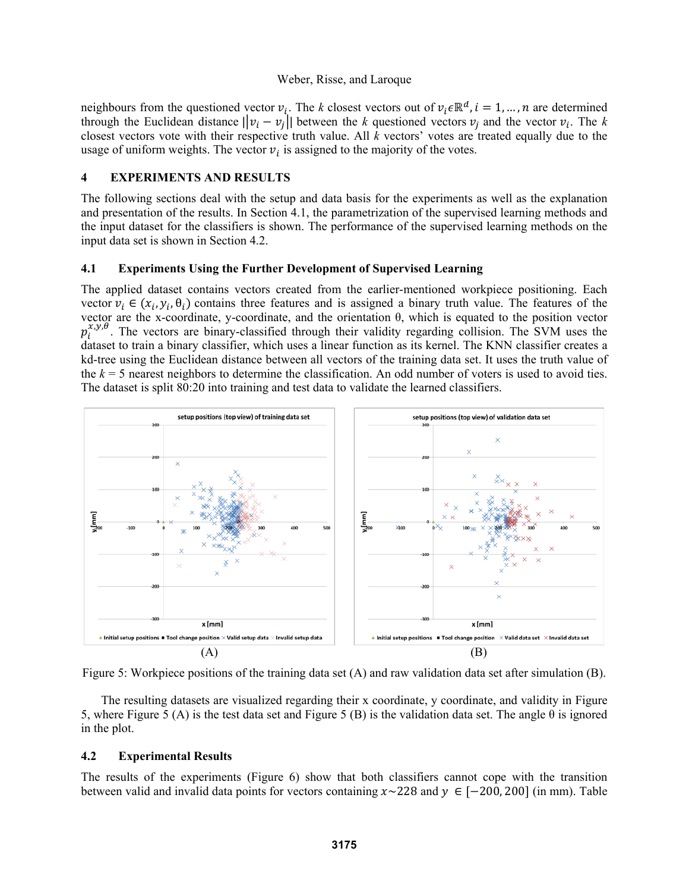neighbours from the questioned vector $v_i$. The $k$ closest vectors out of $v_i \epsilon \mathbb{R}^d, i = 1, \ldots, n$ are determined through the Euclidean distance $\|v_i - v_j\|$ between the $k$ questioned vectors $v_j$ and the vector $v_i$. The $k$ closest vectors vote with their respective truth value. All $k$ vectors' votes are treated equally due to the usage of uniform weights. The vector $v_i$ is assigned to the majority of the votes.

## 4 EXPERIMENTS AND RESULTS

The following sections deal with the setup and data basis for the experiments as well as the explanation and presentation of the results. In Section 4.1, the parametrization of the supervised learning methods and the input dataset for the classifiers is shown. The performance of the supervised learning methods on the input data set is shown in Section 4.2.

### 4.1 Experiments Using the Further Development of Supervised Learning

The applied dataset contains vectors created from the earlier-mentioned workpiece positioning. Each vector $v_i \in (x_i, y_i, \theta_i)$ contains three features and is assigned a binary truth value. The features of the vector are the x-coordinate, y-coordinate, and the orientation θ, which is equated to the position vector $p_i^{x,y,\theta}$. The vectors are binary-classified through their validity regarding collision. The SVM uses the dataset to train a binary classifier, which uses a linear function as its kernel. The KNN classifier creates a kd-tree using the Euclidean distance between all vectors of the training data set. It uses the truth value of the $k$ = 5 nearest neighbors to determine the classification. An odd number of voters is used to avoid ties. The dataset is split 80:20 into training and test data to validate the learned classifiers.

(A) (B)

Figure 5: Workpiece positions of the training data set (A) and raw validation data set after simulation (B).

The resulting datasets are visualized regarding their x coordinate, y coordinate, and validity in Figure 5, where Figure 5 (A) is the test data set and Figure 5 (B) is the validation data set. The angle θ is ignored in the plot.

### 4.2 Experimental Results

The results of the experiments (Figure 6) show that both classifiers cannot cope with the transition between valid and invalid data points for vectors containing $x \sim 228$ and $y \in [-200, 200]$ (in mm). Table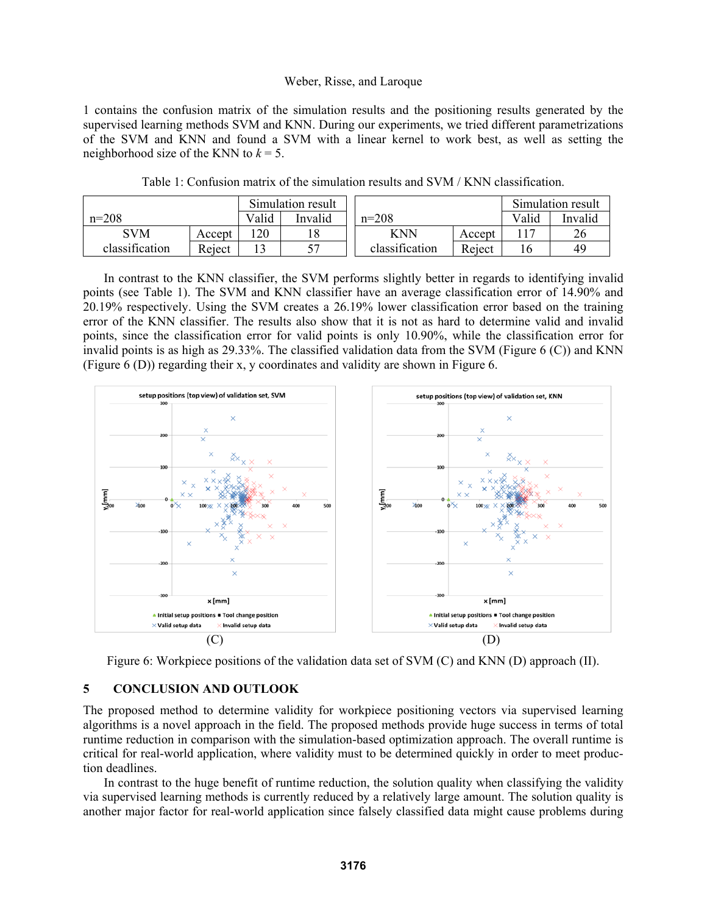1 contains the confusion matrix of the simulation results and the positioning results generated by the supervised learning methods SVM and KNN. During our experiments, we tried different parametrizations of the SVM and KNN and found a SVM with a linear kernel to work best, as well as setting the neighborhood size of the KNN to $k = 5$.

Table 1: Confusion matrix of the simulation results and SVM / KNN classification.

| n=208 | | Simulation result | |
|---|---|---|---|
| | | Valid | Invalid |
| SVM classification | Accept | 120 | 18 |
| | Reject | 13 | 57 |

| n=208 | | Simulation result | |
|---|---|---|---|
| | | Valid | Invalid |
| KNN classification | Accept | 117 | 26 |
| | Reject | 16 | 49 |

In contrast to the KNN classifier, the SVM performs slightly better in regards to identifying invalid points (see Table 1). The SVM and KNN classifier have an average classification error of 14.90% and 20.19% respectively. Using the SVM creates a 26.19% lower classification error based on the training error of the KNN classifier. The results also show that it is not as hard to determine valid and invalid points, since the classification error for valid points is only 10.90%, while the classification error for invalid points is as high as 29.33%. The classified validation data from the SVM (Figure 6 (C)) and KNN (Figure 6 (D)) regarding their x, y coordinates and validity are shown in Figure 6.

Figure 6: Workpiece positions of the validation data set of SVM (C) and KNN (D) approach (II).

## 5 CONCLUSION AND OUTLOOK

The proposed method to determine validity for workpiece positioning vectors via supervised learning algorithms is a novel approach in the field. The proposed methods provide huge success in terms of total runtime reduction in comparison with the simulation-based optimization approach. The overall runtime is critical for real-world application, where validity must to be determined quickly in order to meet production deadlines.

In contrast to the huge benefit of runtime reduction, the solution quality when classifying the validity via supervised learning methods is currently reduced by a relatively large amount. The solution quality is another major factor for real-world application since falsely classified data might cause problems during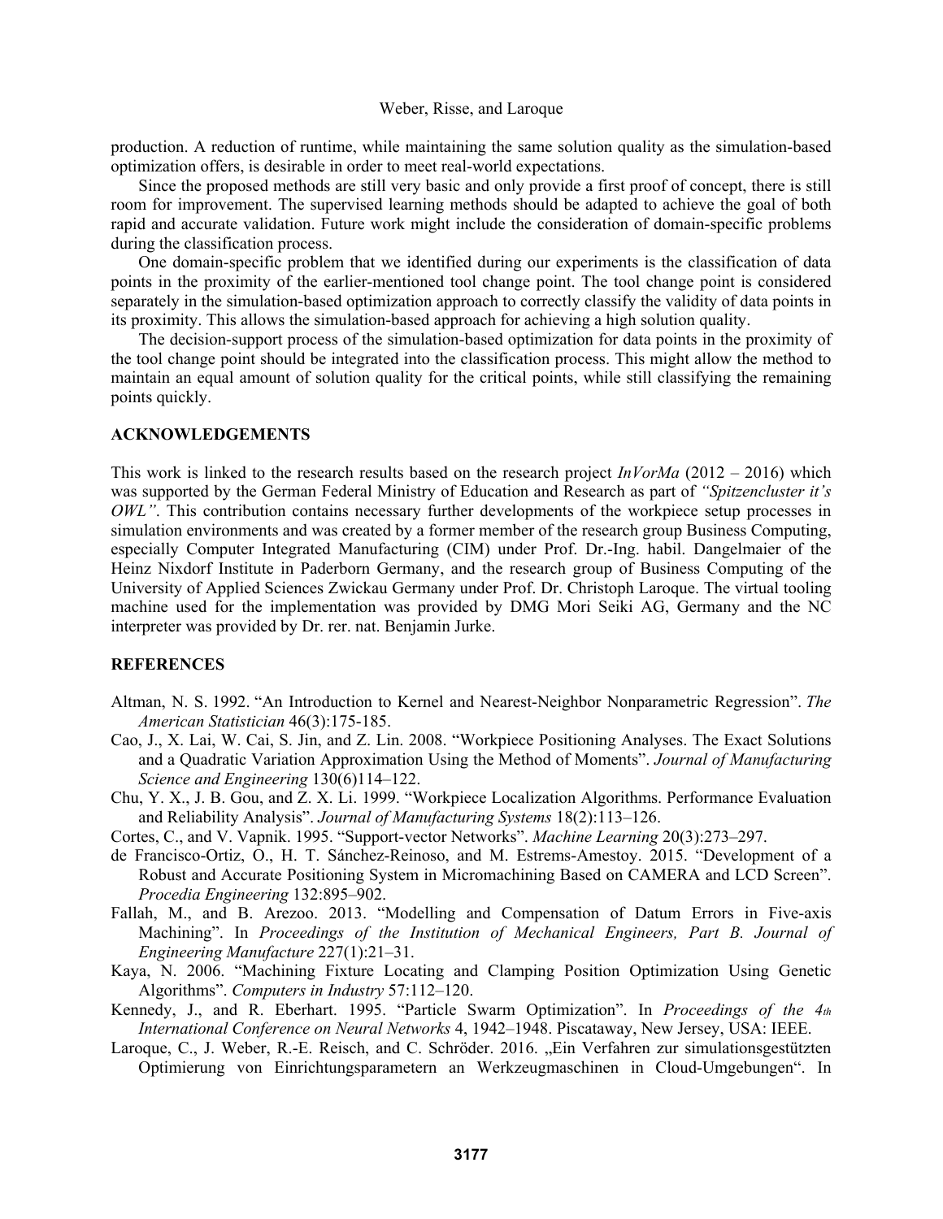production. A reduction of runtime, while maintaining the same solution quality as the simulation-based optimization offers, is desirable in order to meet real-world expectations.

Since the proposed methods are still very basic and only provide a first proof of concept, there is still room for improvement. The supervised learning methods should be adapted to achieve the goal of both rapid and accurate validation. Future work might include the consideration of domain-specific problems during the classification process.

One domain-specific problem that we identified during our experiments is the classification of data points in the proximity of the earlier-mentioned tool change point. The tool change point is considered separately in the simulation-based optimization approach to correctly classify the validity of data points in its proximity. This allows the simulation-based approach for achieving a high solution quality.

The decision-support process of the simulation-based optimization for data points in the proximity of the tool change point should be integrated into the classification process. This might allow the method to maintain an equal amount of solution quality for the critical points, while still classifying the remaining points quickly.

## ACKNOWLEDGEMENTS

This work is linked to the research results based on the research project *InVorMa* (2012 – 2016) which was supported by the German Federal Ministry of Education and Research as part of *"Spitzencluster it's OWL"*. This contribution contains necessary further developments of the workpiece setup processes in simulation environments and was created by a former member of the research group Business Computing, especially Computer Integrated Manufacturing (CIM) under Prof. Dr.-Ing. habil. Dangelmaier of the Heinz Nixdorf Institute in Paderborn Germany, and the research group of Business Computing of the University of Applied Sciences Zwickau Germany under Prof. Dr. Christoph Laroque. The virtual tooling machine used for the implementation was provided by DMG Mori Seiki AG, Germany and the NC interpreter was provided by Dr. rer. nat. Benjamin Jurke.

## REFERENCES

Altman, N. S. 1992. "An Introduction to Kernel and Nearest-Neighbor Nonparametric Regression". *The American Statistician* 46(3):175-185.

Cao, J., X. Lai, W. Cai, S. Jin, and Z. Lin. 2008. "Workpiece Positioning Analyses. The Exact Solutions and a Quadratic Variation Approximation Using the Method of Moments". *Journal of Manufacturing Science and Engineering* 130(6)114–122.

Chu, Y. X., J. B. Gou, and Z. X. Li. 1999. "Workpiece Localization Algorithms. Performance Evaluation and Reliability Analysis". *Journal of Manufacturing Systems* 18(2):113–126.

Cortes, C., and V. Vapnik. 1995. "Support-vector Networks". *Machine Learning* 20(3):273–297.

de Francisco-Ortiz, O., H. T. Sánchez-Reinoso, and M. Estrems-Amestoy. 2015. "Development of a Robust and Accurate Positioning System in Micromachining Based on CAMERA and LCD Screen". *Procedia Engineering* 132:895–902.

Fallah, M., and B. Arezoo. 2013. "Modelling and Compensation of Datum Errors in Five-axis Machining". In *Proceedings of the Institution of Mechanical Engineers, Part B. Journal of Engineering Manufacture* 227(1):21–31.

Kaya, N. 2006. "Machining Fixture Locating and Clamping Position Optimization Using Genetic Algorithms". *Computers in Industry* 57:112–120.

Kennedy, J., and R. Eberhart. 1995. "Particle Swarm Optimization". In *Proceedings of the 4th International Conference on Neural Networks* 4, 1942–1948. Piscataway, New Jersey, USA: IEEE.

Laroque, C., J. Weber, R.-E. Reisch, and C. Schröder. 2016. „Ein Verfahren zur simulationsgestützten Optimierung von Einrichtungsparametern an Werkzeugmaschinen in Cloud-Umgebungen". In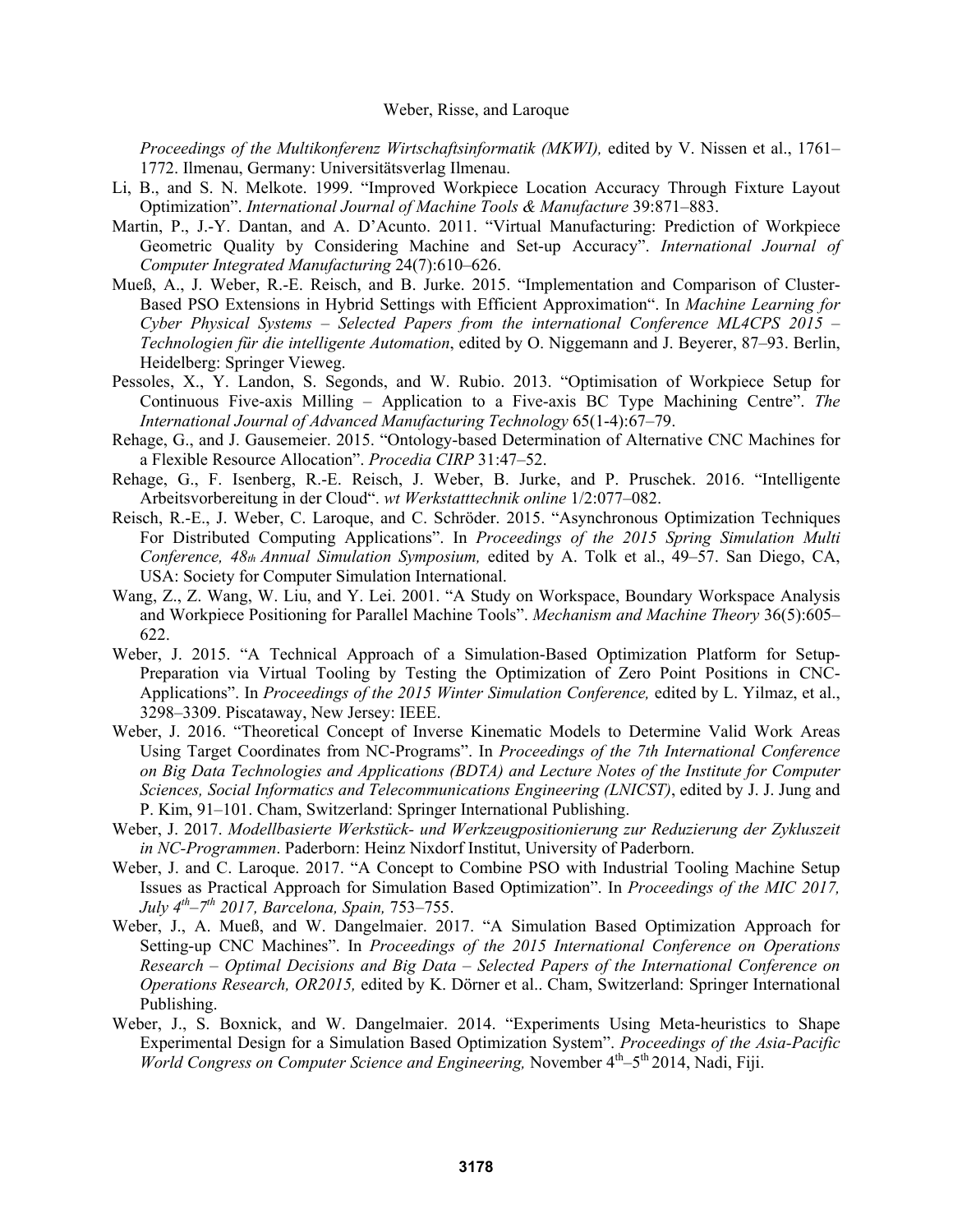*Proceedings of the Multikonferenz Wirtschaftsinformatik (MKWI),* edited by V. Nissen et al., 1761–1772. Ilmenau, Germany: Universitätsverlag Ilmenau.

Li, B., and S. N. Melkote. 1999. "Improved Workpiece Location Accuracy Through Fixture Layout Optimization". *International Journal of Machine Tools & Manufacture* 39:871–883.

Martin, P., J.-Y. Dantan, and A. D'Acunto. 2011. "Virtual Manufacturing: Prediction of Workpiece Geometric Quality by Considering Machine and Set-up Accuracy". *International Journal of Computer Integrated Manufacturing* 24(7):610–626.

Mueß, A., J. Weber, R.-E. Reisch, and B. Jurke. 2015. "Implementation and Comparison of Cluster-Based PSO Extensions in Hybrid Settings with Efficient Approximation". In *Machine Learning for Cyber Physical Systems – Selected Papers from the international Conference ML4CPS 2015 – Technologien für die intelligente Automation*, edited by O. Niggemann and J. Beyerer, 87–93. Berlin, Heidelberg: Springer Vieweg.

Pessoles, X., Y. Landon, S. Segonds, and W. Rubio. 2013. "Optimisation of Workpiece Setup for Continuous Five-axis Milling – Application to a Five-axis BC Type Machining Centre". *The International Journal of Advanced Manufacturing Technology* 65(1-4):67–79.

Rehage, G., and J. Gausemeier. 2015. "Ontology-based Determination of Alternative CNC Machines for a Flexible Resource Allocation". *Procedia CIRP* 31:47–52.

Rehage, G., F. Isenberg, R.-E. Reisch, J. Weber, B. Jurke, and P. Pruschek. 2016. "Intelligente Arbeitsvorbereitung in der Cloud". *wt Werkstatttechnik online* 1/2:077–082.

Reisch, R.-E., J. Weber, C. Laroque, and C. Schröder. 2015. "Asynchronous Optimization Techniques For Distributed Computing Applications". In *Proceedings of the 2015 Spring Simulation Multi Conference, 48th Annual Simulation Symposium,* edited by A. Tolk et al., 49–57. San Diego, CA, USA: Society for Computer Simulation International.

Wang, Z., Z. Wang, W. Liu, and Y. Lei. 2001. "A Study on Workspace, Boundary Workspace Analysis and Workpiece Positioning for Parallel Machine Tools". *Mechanism and Machine Theory* 36(5):605–622.

Weber, J. 2015. "A Technical Approach of a Simulation-Based Optimization Platform for Setup-Preparation via Virtual Tooling by Testing the Optimization of Zero Point Positions in CNC-Applications". In *Proceedings of the 2015 Winter Simulation Conference,* edited by L. Yilmaz, et al., 3298–3309. Piscataway, New Jersey: IEEE.

Weber, J. 2016. "Theoretical Concept of Inverse Kinematic Models to Determine Valid Work Areas Using Target Coordinates from NC-Programs". In *Proceedings of the 7th International Conference on Big Data Technologies and Applications (BDTA) and Lecture Notes of the Institute for Computer Sciences, Social Informatics and Telecommunications Engineering (LNICST)*, edited by J. J. Jung and P. Kim, 91–101. Cham, Switzerland: Springer International Publishing.

Weber, J. 2017. *Modellbasierte Werkstück- und Werkzeugpositionierung zur Reduzierung der Zykluszeit in NC-Programmen*. Paderborn: Heinz Nixdorf Institut, University of Paderborn.

Weber, J. and C. Laroque. 2017. "A Concept to Combine PSO with Industrial Tooling Machine Setup Issues as Practical Approach for Simulation Based Optimization". In *Proceedings of the MIC 2017, July 4th–7th 2017, Barcelona, Spain,* 753–755.

Weber, J., A. Mueß, and W. Dangelmaier. 2017. "A Simulation Based Optimization Approach for Setting-up CNC Machines". In *Proceedings of the 2015 International Conference on Operations Research – Optimal Decisions and Big Data – Selected Papers of the International Conference on Operations Research, OR2015,* edited by K. Dörner et al.. Cham, Switzerland: Springer International Publishing.

Weber, J., S. Boxnick, and W. Dangelmaier. 2014. "Experiments Using Meta-heuristics to Shape Experimental Design for a Simulation Based Optimization System". *Proceedings of the Asia-Pacific World Congress on Computer Science and Engineering,* November 4th–5th 2014, Nadi, Fiji.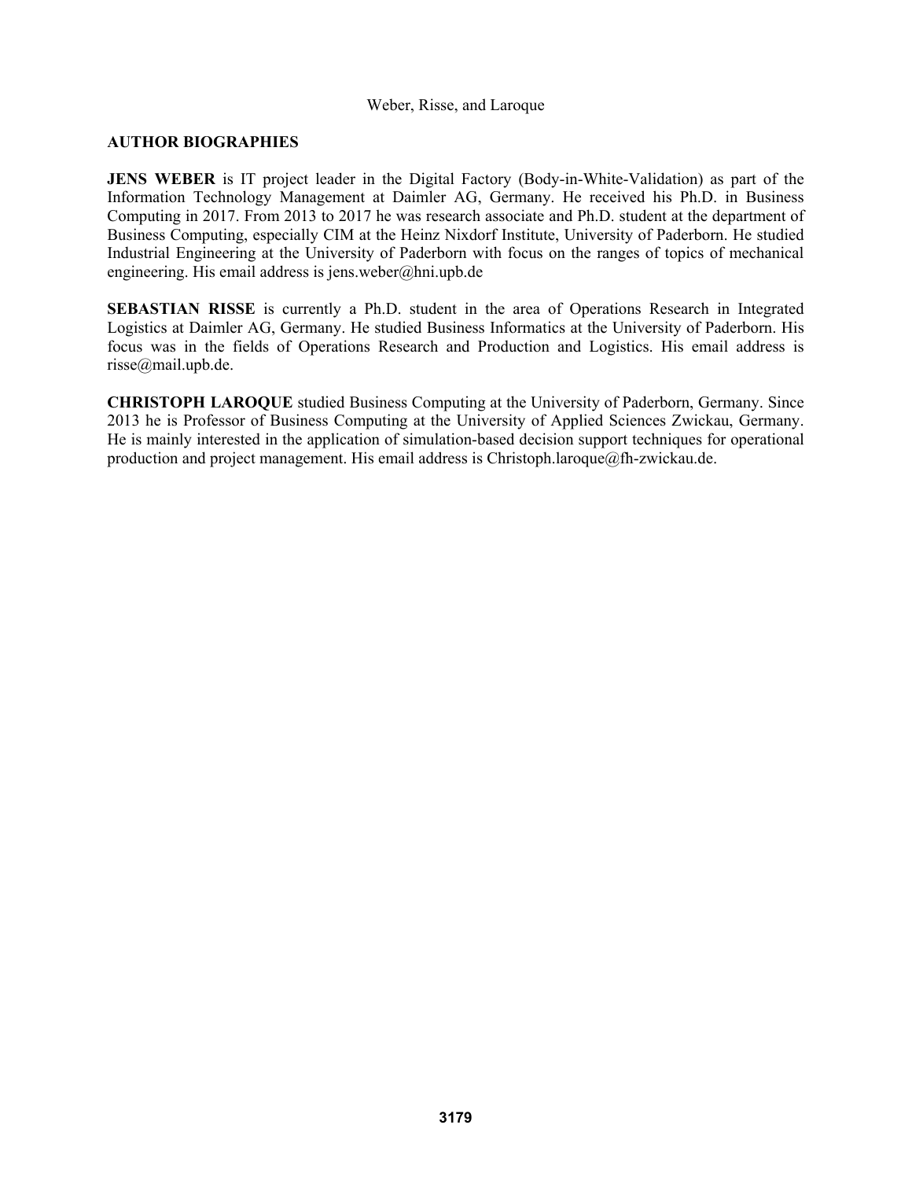## AUTHOR BIOGRAPHIES

**JENS WEBER** is IT project leader in the Digital Factory (Body-in-White-Validation) as part of the Information Technology Management at Daimler AG, Germany. He received his Ph.D. in Business Computing in 2017. From 2013 to 2017 he was research associate and Ph.D. student at the department of Business Computing, especially CIM at the Heinz Nixdorf Institute, University of Paderborn. He studied Industrial Engineering at the University of Paderborn with focus on the ranges of topics of mechanical engineering. His email address is jens.weber@hni.upb.de

**SEBASTIAN RISSE** is currently a Ph.D. student in the area of Operations Research in Integrated Logistics at Daimler AG, Germany. He studied Business Informatics at the University of Paderborn. His focus was in the fields of Operations Research and Production and Logistics. His email address is risse@mail.upb.de.

**CHRISTOPH LAROQUE** studied Business Computing at the University of Paderborn, Germany. Since 2013 he is Professor of Business Computing at the University of Applied Sciences Zwickau, Germany. He is mainly interested in the application of simulation-based decision support techniques for operational production and project management. His email address is Christoph.laroque@fh-zwickau.de.